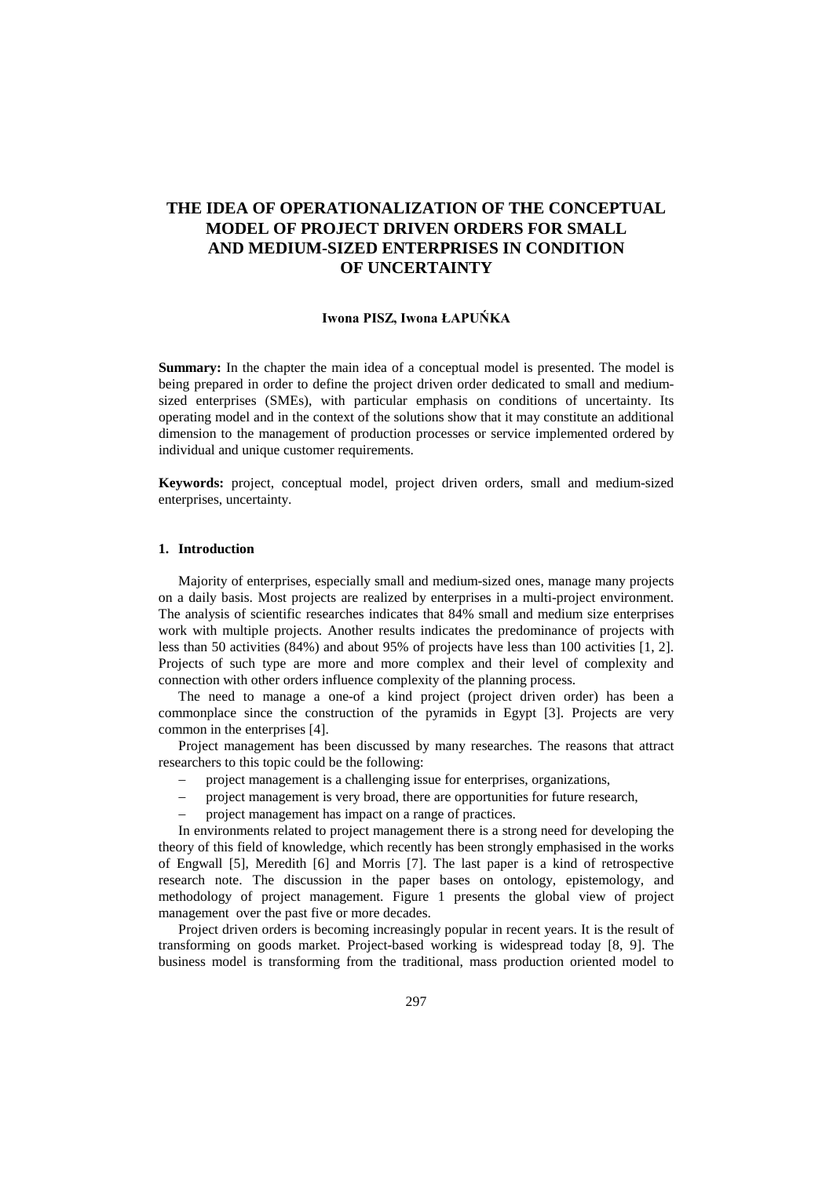# THE IDEA OF OPERATIONALIZATION OF THE CONCEPTUAL MODEL OF PROJECT DRIVEN ORDERS FOR SMALL AND MEDIUM-SIZED ENTERPRISES IN CONDITION OF UNCERTAINTY

**Iwona PISZ, Iwona ŁAPUŃKA**

**Summary:** In the chapter the main idea of a conceptual model is presented. The model is being prepared in order to define the project driven order dedicated to small and medium-sized enterprises (SMEs), with particular emphasis on conditions of uncertainty. Its operating model and in the context of the solutions show that it may constitute an additional dimension to the management of production processes or service implemented ordered by individual and unique customer requirements.

**Keywords:** project, conceptual model, project driven orders, small and medium-sized enterprises, uncertainty.

## 1. Introduction

Majority of enterprises, especially small and medium-sized ones, manage many projects on a daily basis. Most projects are realized by enterprises in a multi-project environment. The analysis of scientific researches indicates that 84% small and medium size enterprises work with multiple projects. Another results indicates the predominance of projects with less than 50 activities (84%) and about 95% of projects have less than 100 activities [1, 2]. Projects of such type are more and more complex and their level of complexity and connection with other orders influence complexity of the planning process.

The need to manage a one-of a kind project (project driven order) has been a commonplace since the construction of the pyramids in Egypt [3]. Projects are very common in the enterprises [4].

Project management has been discussed by many researches. The reasons that attract researchers to this topic could be the following:

- project management is a challenging issue for enterprises, organizations,
- project management is very broad, there are opportunities for future research,
- project management has impact on a range of practices.

In environments related to project management there is a strong need for developing the theory of this field of knowledge, which recently has been strongly emphasised in the works of Engwall [5], Meredith [6] and Morris [7]. The last paper is a kind of retrospective research note. The discussion in the paper bases on ontology, epistemology, and methodology of project management. Figure 1 presents the global view of project management over the past five or more decades.

Project driven orders is becoming increasingly popular in recent years. It is the result of transforming on goods market. Project-based working is widespread today [8, 9]. The business model is transforming from the traditional, mass production oriented model to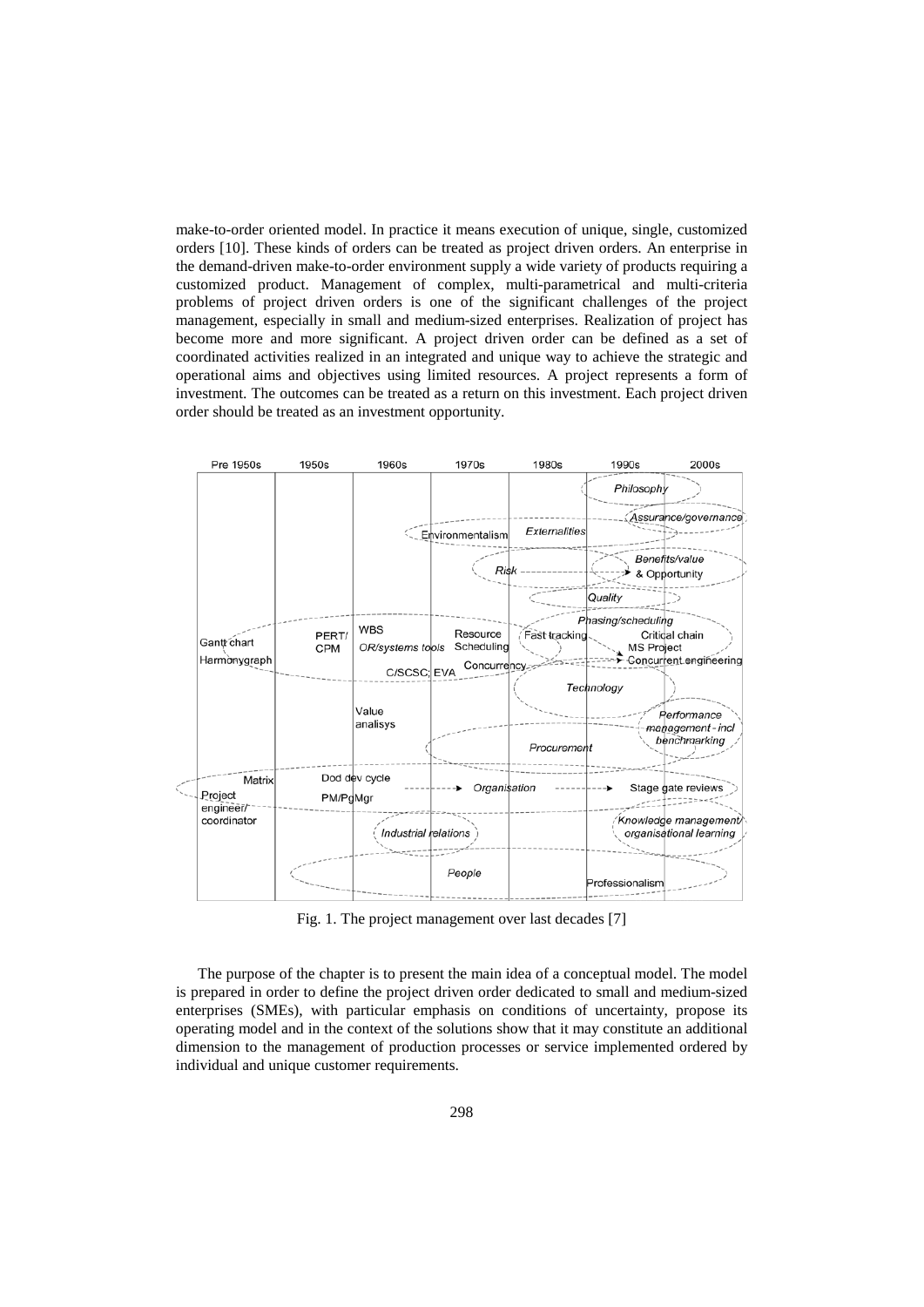make-to-order oriented model. In practice it means execution of unique, single, customized orders [10]. These kinds of orders can be treated as project driven orders. An enterprise in the demand-driven make-to-order environment supply a wide variety of products requiring a customized product. Management of complex, multi-parametrical and multi-criteria problems of project driven orders is one of the significant challenges of the project management, especially in small and medium-sized enterprises. Realization of project has become more and more significant. A project driven order can be defined as a set of coordinated activities realized in an integrated and unique way to achieve the strategic and operational aims and objectives using limited resources. A project represents a form of investment. The outcomes can be treated as a return on this investment. Each project driven order should be treated as an investment opportunity.

Fig. 1. The project management over last decades [7]

The purpose of the chapter is to present the main idea of a conceptual model. The model is prepared in order to define the project driven order dedicated to small and medium-sized enterprises (SMEs), with particular emphasis on conditions of uncertainty, propose its operating model and in the context of the solutions show that it may constitute an additional dimension to the management of production processes or service implemented ordered by individual and unique customer requirements.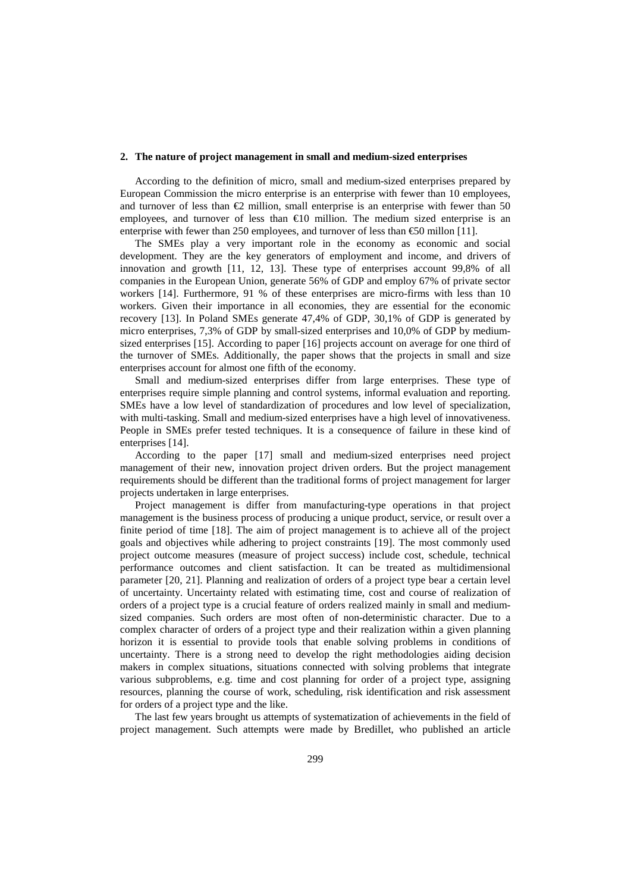## 2. The nature of project management in small and medium-sized enterprises

According to the definition of micro, small and medium-sized enterprises prepared by European Commission the micro enterprise is an enterprise with fewer than 10 employees, and turnover of less than €2 million, small enterprise is an enterprise with fewer than 50 employees, and turnover of less than €10 million. The medium sized enterprise is an enterprise with fewer than 250 employees, and turnover of less than €50 millon [11].

The SMEs play a very important role in the economy as economic and social development. They are the key generators of employment and income, and drivers of innovation and growth [11, 12, 13]. These type of enterprises account 99,8% of all companies in the European Union, generate 56% of GDP and employ 67% of private sector workers [14]. Furthermore, 91 % of these enterprises are micro-firms with less than 10 workers. Given their importance in all economies, they are essential for the economic recovery [13]. In Poland SMEs generate 47,4% of GDP, 30,1% of GDP is generated by micro enterprises, 7,3% of GDP by small-sized enterprises and 10,0% of GDP by medium-sized enterprises [15]. According to paper [16] projects account on average for one third of the turnover of SMEs. Additionally, the paper shows that the projects in small and size enterprises account for almost one fifth of the economy.

Small and medium-sized enterprises differ from large enterprises. These type of enterprises require simple planning and control systems, informal evaluation and reporting. SMEs have a low level of standardization of procedures and low level of specialization, with multi-tasking. Small and medium-sized enterprises have a high level of innovativeness. People in SMEs prefer tested techniques. It is a consequence of failure in these kind of enterprises [14].

According to the paper [17] small and medium-sized enterprises need project management of their new, innovation project driven orders. But the project management requirements should be different than the traditional forms of project management for larger projects undertaken in large enterprises.

Project management is differ from manufacturing-type operations in that project management is the business process of producing a unique product, service, or result over a finite period of time [18]. The aim of project management is to achieve all of the project goals and objectives while adhering to project constraints [19]. The most commonly used project outcome measures (measure of project success) include cost, schedule, technical performance outcomes and client satisfaction. It can be treated as multidimensional parameter [20, 21]. Planning and realization of orders of a project type bear a certain level of uncertainty. Uncertainty related with estimating time, cost and course of realization of orders of a project type is a crucial feature of orders realized mainly in small and medium-sized companies. Such orders are most often of non-deterministic character. Due to a complex character of orders of a project type and their realization within a given planning horizon it is essential to provide tools that enable solving problems in conditions of uncertainty. There is a strong need to develop the right methodologies aiding decision makers in complex situations, situations connected with solving problems that integrate various subproblems, e.g. time and cost planning for order of a project type, assigning resources, planning the course of work, scheduling, risk identification and risk assessment for orders of a project type and the like.

The last few years brought us attempts of systematization of achievements in the field of project management. Such attempts were made by Bredillet, who published an article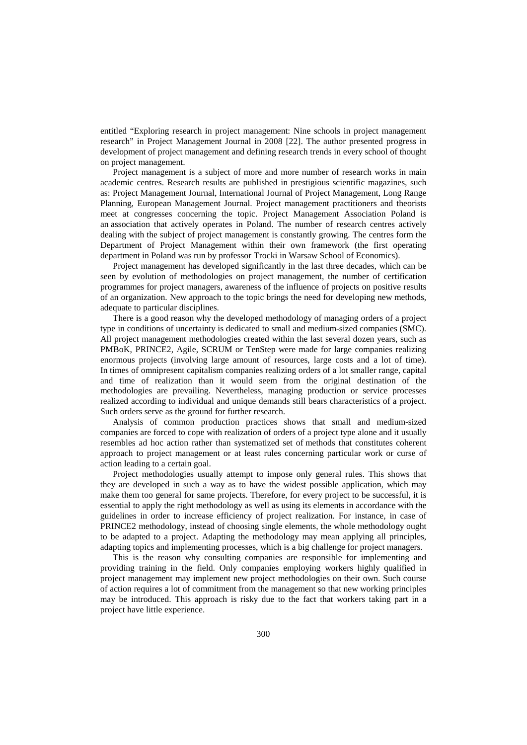entitled "Exploring research in project management: Nine schools in project management research" in Project Management Journal in 2008 [22]. The author presented progress in development of project management and defining research trends in every school of thought on project management.

Project management is a subject of more and more number of research works in main academic centres. Research results are published in prestigious scientific magazines, such as: Project Management Journal, International Journal of Project Management, Long Range Planning, European Management Journal. Project management practitioners and theorists meet at congresses concerning the topic. Project Management Association Poland is an association that actively operates in Poland. The number of research centres actively dealing with the subject of project management is constantly growing. The centres form the Department of Project Management within their own framework (the first operating department in Poland was run by professor Trocki in Warsaw School of Economics).

Project management has developed significantly in the last three decades, which can be seen by evolution of methodologies on project management, the number of certification programmes for project managers, awareness of the influence of projects on positive results of an organization. New approach to the topic brings the need for developing new methods, adequate to particular disciplines.

There is a good reason why the developed methodology of managing orders of a project type in conditions of uncertainty is dedicated to small and medium-sized companies (SMC). All project management methodologies created within the last several dozen years, such as PMBoK, PRINCE2, Agile, SCRUM or TenStep were made for large companies realizing enormous projects (involving large amount of resources, large costs and a lot of time). In times of omnipresent capitalism companies realizing orders of a lot smaller range, capital and time of realization than it would seem from the original destination of the methodologies are prevailing. Nevertheless, managing production or service processes realized according to individual and unique demands still bears characteristics of a project. Such orders serve as the ground for further research.

Analysis of common production practices shows that small and medium-sized companies are forced to cope with realization of orders of a project type alone and it usually resembles ad hoc action rather than systematized set of methods that constitutes coherent approach to project management or at least rules concerning particular work or curse of action leading to a certain goal.

Project methodologies usually attempt to impose only general rules. This shows that they are developed in such a way as to have the widest possible application, which may make them too general for same projects. Therefore, for every project to be successful, it is essential to apply the right methodology as well as using its elements in accordance with the guidelines in order to increase efficiency of project realization. For instance, in case of PRINCE2 methodology, instead of choosing single elements, the whole methodology ought to be adapted to a project. Adapting the methodology may mean applying all principles, adapting topics and implementing processes, which is a big challenge for project managers.

This is the reason why consulting companies are responsible for implementing and providing training in the field. Only companies employing workers highly qualified in project management may implement new project methodologies on their own. Such course of action requires a lot of commitment from the management so that new working principles may be introduced. This approach is risky due to the fact that workers taking part in a project have little experience.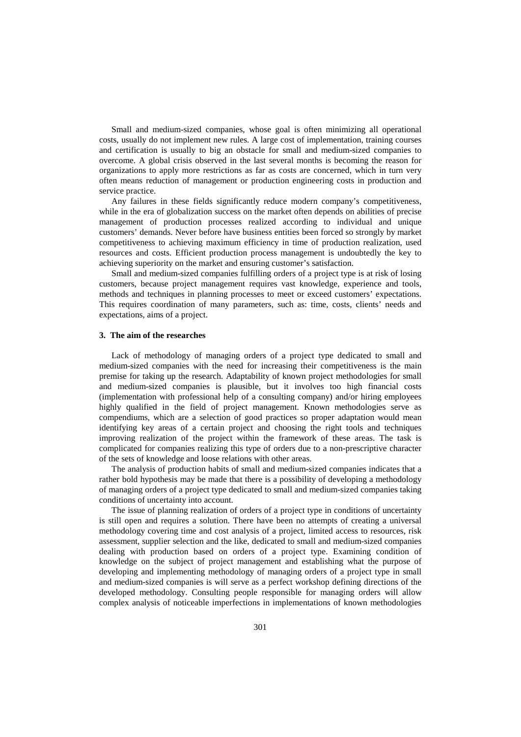Small and medium-sized companies, whose goal is often minimizing all operational costs, usually do not implement new rules. A large cost of implementation, training courses and certification is usually to big an obstacle for small and medium-sized companies to overcome. A global crisis observed in the last several months is becoming the reason for organizations to apply more restrictions as far as costs are concerned, which in turn very often means reduction of management or production engineering costs in production and service practice.

Any failures in these fields significantly reduce modern company's competitiveness, while in the era of globalization success on the market often depends on abilities of precise management of production processes realized according to individual and unique customers' demands. Never before have business entities been forced so strongly by market competitiveness to achieving maximum efficiency in time of production realization, used resources and costs. Efficient production process management is undoubtedly the key to achieving superiority on the market and ensuring customer's satisfaction.

Small and medium-sized companies fulfilling orders of a project type is at risk of losing customers, because project management requires vast knowledge, experience and tools, methods and techniques in planning processes to meet or exceed customers' expectations. This requires coordination of many parameters, such as: time, costs, clients' needs and expectations, aims of a project.

### 3. The aim of the researches

Lack of methodology of managing orders of a project type dedicated to small and medium-sized companies with the need for increasing their competitiveness is the main premise for taking up the research. Adaptability of known project methodologies for small and medium-sized companies is plausible, but it involves too high financial costs (implementation with professional help of a consulting company) and/or hiring employees highly qualified in the field of project management. Known methodologies serve as compendiums, which are a selection of good practices so proper adaptation would mean identifying key areas of a certain project and choosing the right tools and techniques improving realization of the project within the framework of these areas. The task is complicated for companies realizing this type of orders due to a non-prescriptive character of the sets of knowledge and loose relations with other areas.

The analysis of production habits of small and medium-sized companies indicates that a rather bold hypothesis may be made that there is a possibility of developing a methodology of managing orders of a project type dedicated to small and medium-sized companies taking conditions of uncertainty into account.

The issue of planning realization of orders of a project type in conditions of uncertainty is still open and requires a solution. There have been no attempts of creating a universal methodology covering time and cost analysis of a project, limited access to resources, risk assessment, supplier selection and the like, dedicated to small and medium-sized companies dealing with production based on orders of a project type. Examining condition of knowledge on the subject of project management and establishing what the purpose of developing and implementing methodology of managing orders of a project type in small and medium-sized companies is will serve as a perfect workshop defining directions of the developed methodology. Consulting people responsible for managing orders will allow complex analysis of noticeable imperfections in implementations of known methodologies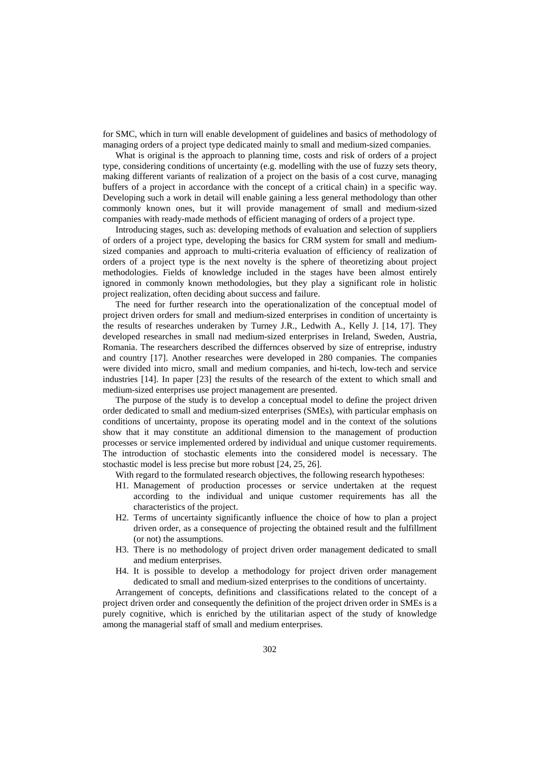for SMC, which in turn will enable development of guidelines and basics of methodology of managing orders of a project type dedicated mainly to small and medium-sized companies.

What is original is the approach to planning time, costs and risk of orders of a project type, considering conditions of uncertainty (e.g. modelling with the use of fuzzy sets theory, making different variants of realization of a project on the basis of a cost curve, managing buffers of a project in accordance with the concept of a critical chain) in a specific way. Developing such a work in detail will enable gaining a less general methodology than other commonly known ones, but it will provide management of small and medium-sized companies with ready-made methods of efficient managing of orders of a project type.

Introducing stages, such as: developing methods of evaluation and selection of suppliers of orders of a project type, developing the basics for CRM system for small and medium-sized companies and approach to multi-criteria evaluation of efficiency of realization of orders of a project type is the next novelty is the sphere of theoretizing about project methodologies. Fields of knowledge included in the stages have been almost entirely ignored in commonly known methodologies, but they play a significant role in holistic project realization, often deciding about success and failure.

The need for further research into the operationalization of the conceptual model of project driven orders for small and medium-sized enterprises in condition of uncertainty is the results of researches underaken by Turney J.R., Ledwith A., Kelly J. [14, 17]. They developed researches in small nad medium-sized enterprises in Ireland, Sweden, Austria, Romania. The researchers described the differnces observed by size of entreprise, industry and country [17]. Another researches were developed in 280 companies. The companies were divided into micro, small and medium companies, and hi-tech, low-tech and service industries [14]. In paper [23] the results of the research of the extent to which small and medium-sized enterprises use project management are presented.

The purpose of the study is to develop a conceptual model to define the project driven order dedicated to small and medium-sized enterprises (SMEs), with particular emphasis on conditions of uncertainty, propose its operating model and in the context of the solutions show that it may constitute an additional dimension to the management of production processes or service implemented ordered by individual and unique customer requirements. The introduction of stochastic elements into the considered model is necessary. The stochastic model is less precise but more robust [24, 25, 26].

With regard to the formulated research objectives, the following research hypotheses:

- H1. Management of production processes or service undertaken at the request according to the individual and unique customer requirements has all the characteristics of the project.
- H2. Terms of uncertainty significantly influence the choice of how to plan a project driven order, as a consequence of projecting the obtained result and the fulfillment (or not) the assumptions.
- H3. There is no methodology of project driven order management dedicated to small and medium enterprises.
- H4. It is possible to develop a methodology for project driven order management dedicated to small and medium-sized enterprises to the conditions of uncertainty.

Arrangement of concepts, definitions and classifications related to the concept of a project driven order and consequently the definition of the project driven order in SMEs is a purely cognitive, which is enriched by the utilitarian aspect of the study of knowledge among the managerial staff of small and medium enterprises.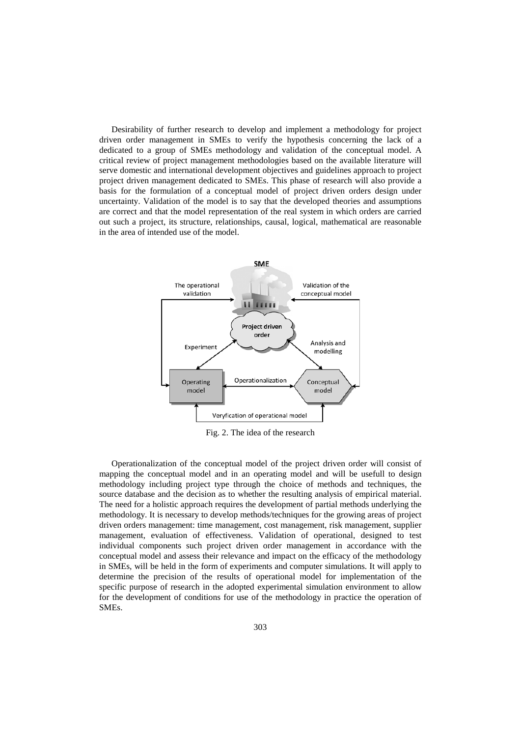Desirability of further research to develop and implement a methodology for project driven order management in SMEs to verify the hypothesis concerning the lack of a dedicated to a group of SMEs methodology and validation of the conceptual model. A critical review of project management methodologies based on the available literature will serve domestic and international development objectives and guidelines approach to project project driven management dedicated to SMEs. This phase of research will also provide a basis for the formulation of a conceptual model of project driven orders design under uncertainty. Validation of the model is to say that the developed theories and assumptions are correct and that the model representation of the real system in which orders are carried out such a project, its structure, relationships, causal, logical, mathematical are reasonable in the area of intended use of the model.

Fig. 2. The idea of the research

Operationalization of the conceptual model of the project driven order will consist of mapping the conceptual model and in an operating model and will be usefull to design methodology including project type through the choice of methods and techniques, the source database and the decision as to whether the resulting analysis of empirical material. The need for a holistic approach requires the development of partial methods underlying the methodology. It is necessary to develop methods/techniques for the growing areas of project driven orders management: time management, cost management, risk management, supplier management, evaluation of effectiveness. Validation of operational, designed to test individual components such project driven order management in accordance with the conceptual model and assess their relevance and impact on the efficacy of the methodology in SMEs, will be held in the form of experiments and computer simulations. It will apply to determine the precision of the results of operational model for implementation of the specific purpose of research in the adopted experimental simulation environment to allow for the development of conditions for use of the methodology in practice the operation of SMEs.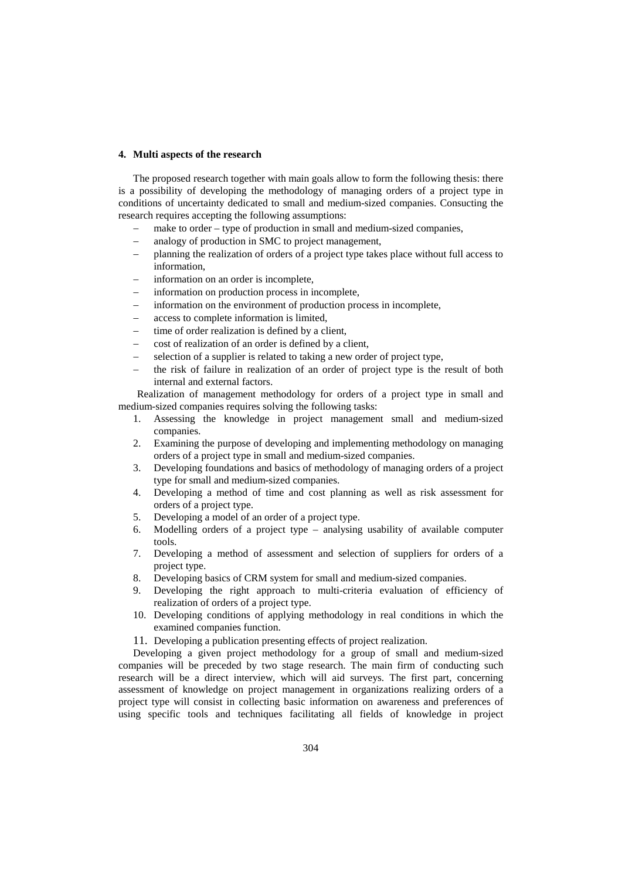## 4. Multi aspects of the research

The proposed research together with main goals allow to form the following thesis: there is a possibility of developing the methodology of managing orders of a project type in conditions of uncertainty dedicated to small and medium-sized companies. Consucting the research requires accepting the following assumptions:

- make to order – type of production in small and medium-sized companies,
- analogy of production in SMC to project management,
- planning the realization of orders of a project type takes place without full access to information,
- information on an order is incomplete,
- information on production process in incomplete,
- information on the environment of production process in incomplete,
- access to complete information is limited,
- time of order realization is defined by a client,
- cost of realization of an order is defined by a client,
- selection of a supplier is related to taking a new order of project type,
- the risk of failure in realization of an order of project type is the result of both internal and external factors.

Realization of management methodology for orders of a project type in small and medium-sized companies requires solving the following tasks:

1. Assessing the knowledge in project management small and medium-sized companies.
2. Examining the purpose of developing and implementing methodology on managing orders of a project type in small and medium-sized companies.
3. Developing foundations and basics of methodology of managing orders of a project type for small and medium-sized companies.
4. Developing a method of time and cost planning as well as risk assessment for orders of a project type.
5. Developing a model of an order of a project type.
6. Modelling orders of a project type – analysing usability of available computer tools.
7. Developing a method of assessment and selection of suppliers for orders of a project type.
8. Developing basics of CRM system for small and medium-sized companies.
9. Developing the right approach to multi-criteria evaluation of efficiency of realization of orders of a project type.
10. Developing conditions of applying methodology in real conditions in which the examined companies function.
11. Developing a publication presenting effects of project realization.

Developing a given project methodology for a group of small and medium-sized companies will be preceded by two stage research. The main firm of conducting such research will be a direct interview, which will aid surveys. The first part, concerning assessment of knowledge on project management in organizations realizing orders of a project type will consist in collecting basic information on awareness and preferences of using specific tools and techniques facilitating all fields of knowledge in project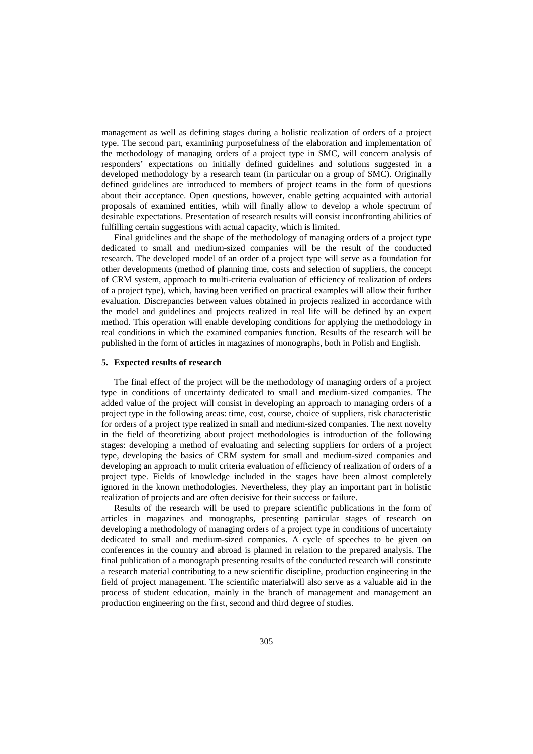management as well as defining stages during a holistic realization of orders of a project type. The second part, examining purposefulness of the elaboration and implementation of the methodology of managing orders of a project type in SMC, will concern analysis of responders' expectations on initially defined guidelines and solutions suggested in a developed methodology by a research team (in particular on a group of SMC). Originally defined guidelines are introduced to members of project teams in the form of questions about their acceptance. Open questions, however, enable getting acquainted with autorial proposals of examined entities, whih will finally allow to develop a whole spectrum of desirable expectations. Presentation of research results will consist inconfronting abilities of fulfilling certain suggestions with actual capacity, which is limited.

Final guidelines and the shape of the methodology of managing orders of a project type dedicated to small and medium-sized companies will be the result of the conducted research. The developed model of an order of a project type will serve as a foundation for other developments (method of planning time, costs and selection of suppliers, the concept of CRM system, approach to multi-criteria evaluation of efficiency of realization of orders of a project type), which, having been verified on practical examples will allow their further evaluation. Discrepancies between values obtained in projects realized in accordance with the model and guidelines and projects realized in real life will be defined by an expert method. This operation will enable developing conditions for applying the methodology in real conditions in which the examined companies function. Results of the research will be published in the form of articles in magazines of monographs, both in Polish and English.

## 5. Expected results of research

The final effect of the project will be the methodology of managing orders of a project type in conditions of uncertainty dedicated to small and medium-sized companies. The added value of the project will consist in developing an approach to managing orders of a project type in the following areas: time, cost, course, choice of suppliers, risk characteristic for orders of a project type realized in small and medium-sized companies. The next novelty in the field of theoretizing about project methodologies is introduction of the following stages: developing a method of evaluating and selecting suppliers for orders of a project type, developing the basics of CRM system for small and medium-sized companies and developing an approach to mulit criteria evaluation of efficiency of realization of orders of a project type. Fields of knowledge included in the stages have been almost completely ignored in the known methodologies. Nevertheless, they play an important part in holistic realization of projects and are often decisive for their success or failure.

Results of the research will be used to prepare scientific publications in the form of articles in magazines and monographs, presenting particular stages of research on developing a methodology of managing orders of a project type in conditions of uncertainty dedicated to small and medium-sized companies. A cycle of speeches to be given on conferences in the country and abroad is planned in relation to the prepared analysis. The final publication of a monograph presenting results of the conducted research will constitute a research material contributing to a new scientific discipline, production engineering in the field of project management. The scientific materialwill also serve as a valuable aid in the process of student education, mainly in the branch of management and management an production engineering on the first, second and third degree of studies.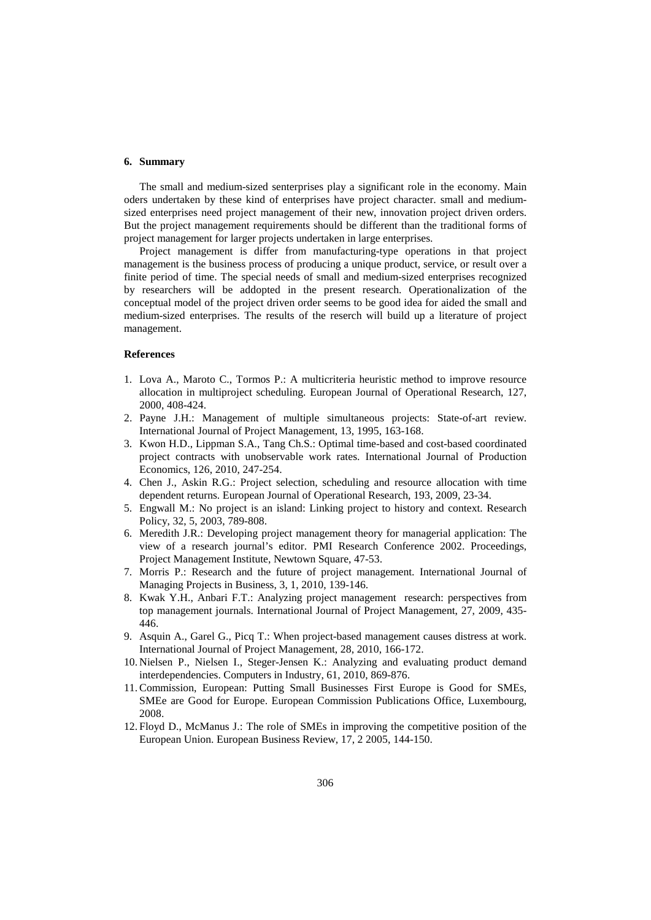## 6. Summary

The small and medium-sized senterprises play a significant role in the economy. Main oders undertaken by these kind of enterprises have project character. small and medium-sized enterprises need project management of their new, innovation project driven orders. But the project management requirements should be different than the traditional forms of project management for larger projects undertaken in large enterprises.

Project management is differ from manufacturing-type operations in that project management is the business process of producing a unique product, service, or result over a finite period of time. The special needs of small and medium-sized enterprises recognized by researchers will be addopted in the present research. Operationalization of the conceptual model of the project driven order seems to be good idea for aided the small and medium-sized enterprises. The results of the reserch will build up a literature of project management.

## References

1. Lova A., Maroto C., Tormos P.: A multicriteria heuristic method to improve resource allocation in multiproject scheduling. European Journal of Operational Research, 127, 2000, 408-424.
2. Payne J.H.: Management of multiple simultaneous projects: State-of-art review. International Journal of Project Management, 13, 1995, 163-168.
3. Kwon H.D., Lippman S.A., Tang Ch.S.: Optimal time-based and cost-based coordinated project contracts with unobservable work rates. International Journal of Production Economics, 126, 2010, 247-254.
4. Chen J., Askin R.G.: Project selection, scheduling and resource allocation with time dependent returns. European Journal of Operational Research, 193, 2009, 23-34.
5. Engwall M.: No project is an island: Linking project to history and context. Research Policy, 32, 5, 2003, 789-808.
6. Meredith J.R.: Developing project management theory for managerial application: The view of a research journal's editor. PMI Research Conference 2002. Proceedings, Project Management Institute, Newtown Square, 47-53.
7. Morris P.: Research and the future of project management. International Journal of Managing Projects in Business, 3, 1, 2010, 139-146.
8. Kwak Y.H., Anbari F.T.: Analyzing project management research: perspectives from top management journals. International Journal of Project Management, 27, 2009, 435-446.
9. Asquin A., Garel G., Picq T.: When project-based management causes distress at work. International Journal of Project Management, 28, 2010, 166-172.
10. Nielsen P., Nielsen I., Steger-Jensen K.: Analyzing and evaluating product demand interdependencies. Computers in Industry, 61, 2010, 869-876.
11. Commission, European: Putting Small Businesses First Europe is Good for SMEs, SMEe are Good for Europe. European Commission Publications Office, Luxembourg, 2008.
12. Floyd D., McManus J.: The role of SMEs in improving the competitive position of the European Union. European Business Review, 17, 2 2005, 144-150.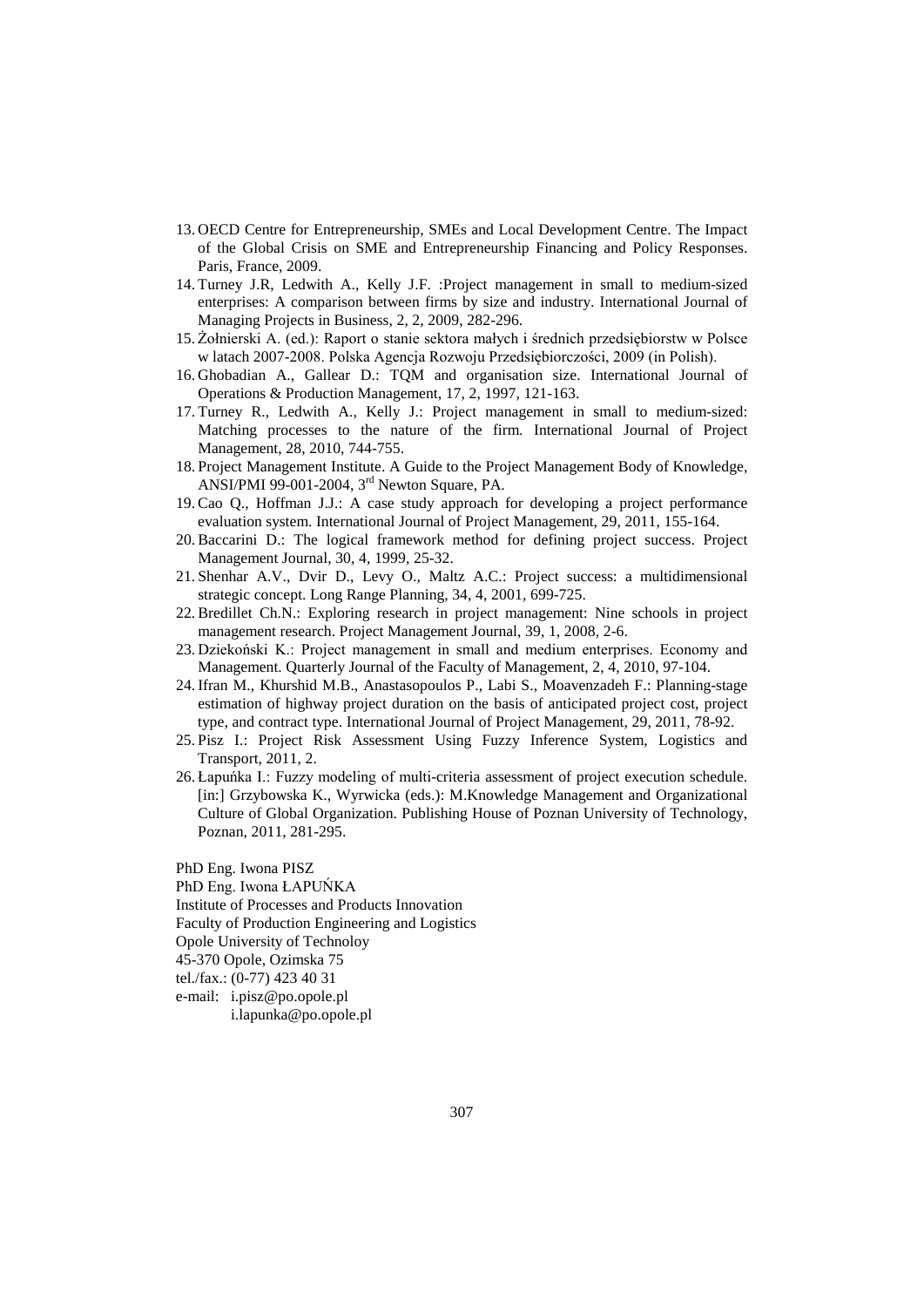13. OECD Centre for Entrepreneurship, SMEs and Local Development Centre. The Impact of the Global Crisis on SME and Entrepreneurship Financing and Policy Responses. Paris, France, 2009.
14. Turney J.R, Ledwith A., Kelly J.F. :Project management in small to medium-sized enterprises: A comparison between firms by size and industry. International Journal of Managing Projects in Business, 2, 2, 2009, 282-296.
15. Żołnierski A. (ed.): Raport o stanie sektora małych i średnich przedsiębiorstw w Polsce w latach 2007-2008. Polska Agencja Rozwoju Przedsiębiorczości, 2009 (in Polish).
16. Ghobadian A., Gallear D.: TQM and organisation size. International Journal of Operations & Production Management, 17, 2, 1997, 121-163.
17. Turney R., Ledwith A., Kelly J.: Project management in small to medium-sized: Matching processes to the nature of the firm. International Journal of Project Management, 28, 2010, 744-755.
18. Project Management Institute. A Guide to the Project Management Body of Knowledge, ANSI/PMI 99-001-2004, 3rd Newton Square, PA.
19. Cao Q., Hoffman J.J.: A case study approach for developing a project performance evaluation system. International Journal of Project Management, 29, 2011, 155-164.
20. Baccarini D.: The logical framework method for defining project success. Project Management Journal, 30, 4, 1999, 25-32.
21. Shenhar A.V., Dvir D., Levy O., Maltz A.C.: Project success: a multidimensional strategic concept. Long Range Planning, 34, 4, 2001, 699-725.
22. Bredillet Ch.N.: Exploring research in project management: Nine schools in project management research. Project Management Journal, 39, 1, 2008, 2-6.
23. Dziekoński K.: Project management in small and medium enterprises. Economy and Management. Quarterly Journal of the Faculty of Management, 2, 4, 2010, 97-104.
24. Ifran M., Khurshid M.B., Anastasopoulos P., Labi S., Moavenzadeh F.: Planning-stage estimation of highway project duration on the basis of anticipated project cost, project type, and contract type. International Journal of Project Management, 29, 2011, 78-92.
25. Pisz I.: Project Risk Assessment Using Fuzzy Inference System, Logistics and Transport, 2011, 2.
26. Łapuńka I.: Fuzzy modeling of multi-criteria assessment of project execution schedule. [in:] Grzybowska K., Wyrwicka (eds.): M.Knowledge Management and Organizational Culture of Global Organization. Publishing House of Poznan University of Technology, Poznan, 2011, 281-295.

PhD Eng. Iwona PISZ
PhD Eng. Iwona ŁAPUŃKA
Institute of Processes and Products Innovation
Faculty of Production Engineering and Logistics
Opole University of Technoloy
45-370 Opole, Ozimska 75
tel./fax.: (0-77) 423 40 31
e-mail: i.pisz@po.opole.pl
i.lapunka@po.opole.pl